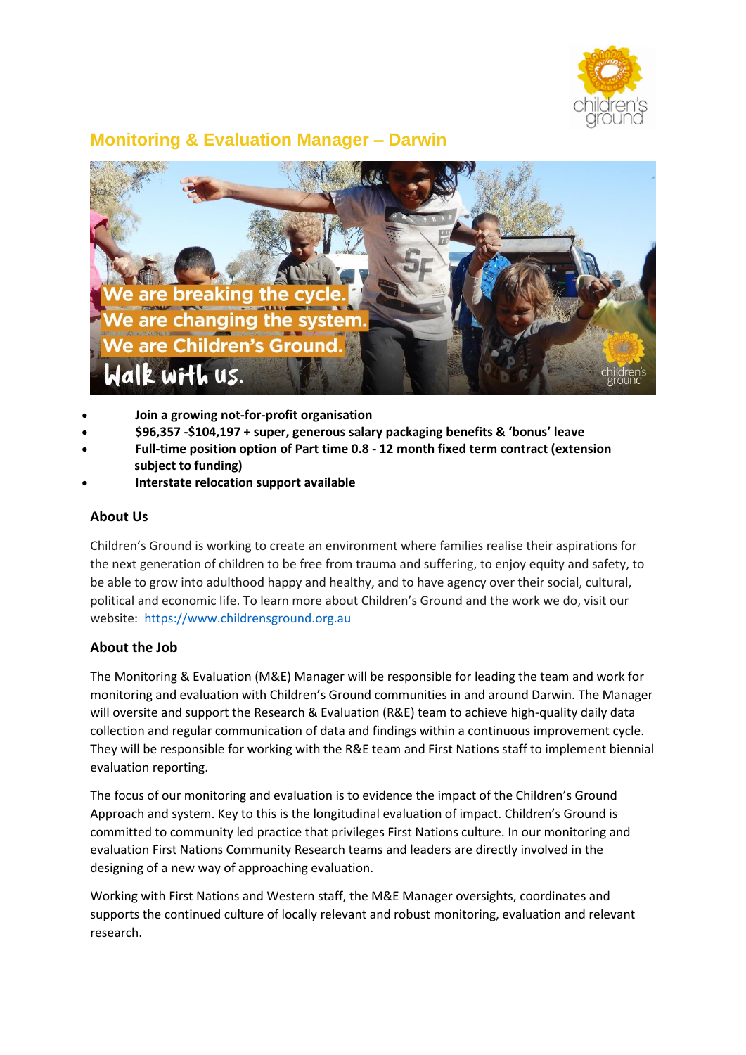# Monitoring & Evaluation Manager – Darwin

- **Join a growing not-for-profit organisation**
- **$96,357 -$104,197 + super, generous salary packaging benefits & 'bonus' leave**
- **Full-time position option of Part time 0.8 - 12 month fixed term contract (extension subject to funding)**
- **Interstate relocation support available**

## About Us

Children's Ground is working to create an environment where families realise their aspirations for the next generation of children to be free from trauma and suffering, to enjoy equity and safety, to be able to grow into adulthood happy and healthy, and to have agency over their social, cultural, political and economic life. To learn more about Children's Ground and the work we do, visit our website: https://www.childrensground.org.au

## About the Job

The Monitoring & Evaluation (M&E) Manager will be responsible for leading the team and work for monitoring and evaluation with Children's Ground communities in and around Darwin. The Manager will oversite and support the Research & Evaluation (R&E) team to achieve high-quality daily data collection and regular communication of data and findings within a continuous improvement cycle. They will be responsible for working with the R&E team and First Nations staff to implement biennial evaluation reporting.

The focus of our monitoring and evaluation is to evidence the impact of the Children's Ground Approach and system. Key to this is the longitudinal evaluation of impact. Children's Ground is committed to community led practice that privileges First Nations culture. In our monitoring and evaluation First Nations Community Research teams and leaders are directly involved in the designing of a new way of approaching evaluation.

Working with First Nations and Western staff, the M&E Manager oversights, coordinates and supports the continued culture of locally relevant and robust monitoring, evaluation and relevant research.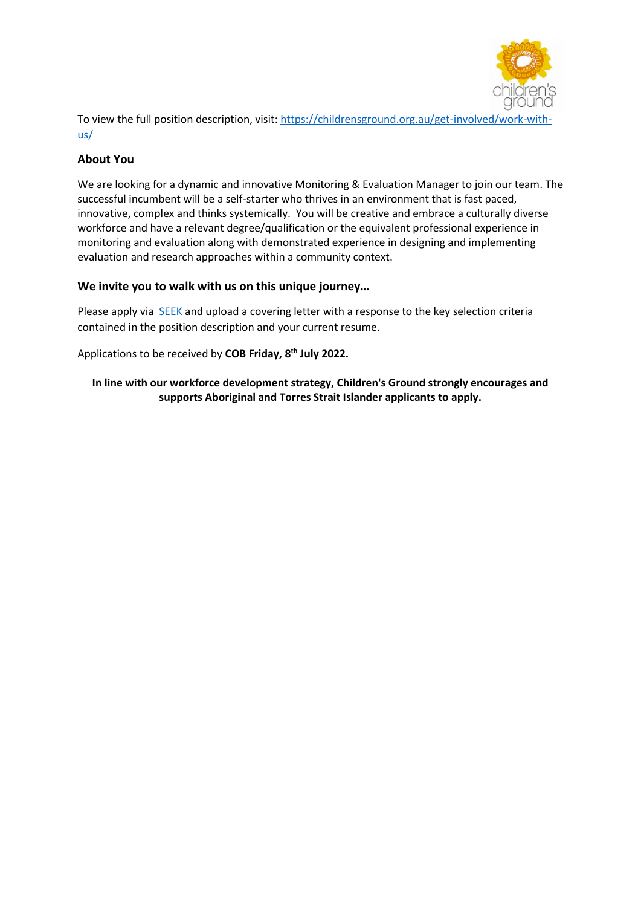To view the full position description, visit: https://childrensground.org.au/get-involved/work-with-us/

### About You

We are looking for a dynamic and innovative Monitoring & Evaluation Manager to join our team. The successful incumbent will be a self-starter who thrives in an environment that is fast paced, innovative, complex and thinks systemically. You will be creative and embrace a culturally diverse workforce and have a relevant degree/qualification or the equivalent professional experience in monitoring and evaluation along with demonstrated experience in designing and implementing evaluation and research approaches within a community context.

### We invite you to walk with us on this unique journey…

Please apply via SEEK and upload a covering letter with a response to the key selection criteria contained in the position description and your current resume.

Applications to be received by **COB Friday, 8th July 2022.**

**In line with our workforce development strategy, Children's Ground strongly encourages and supports Aboriginal and Torres Strait Islander applicants to apply.**